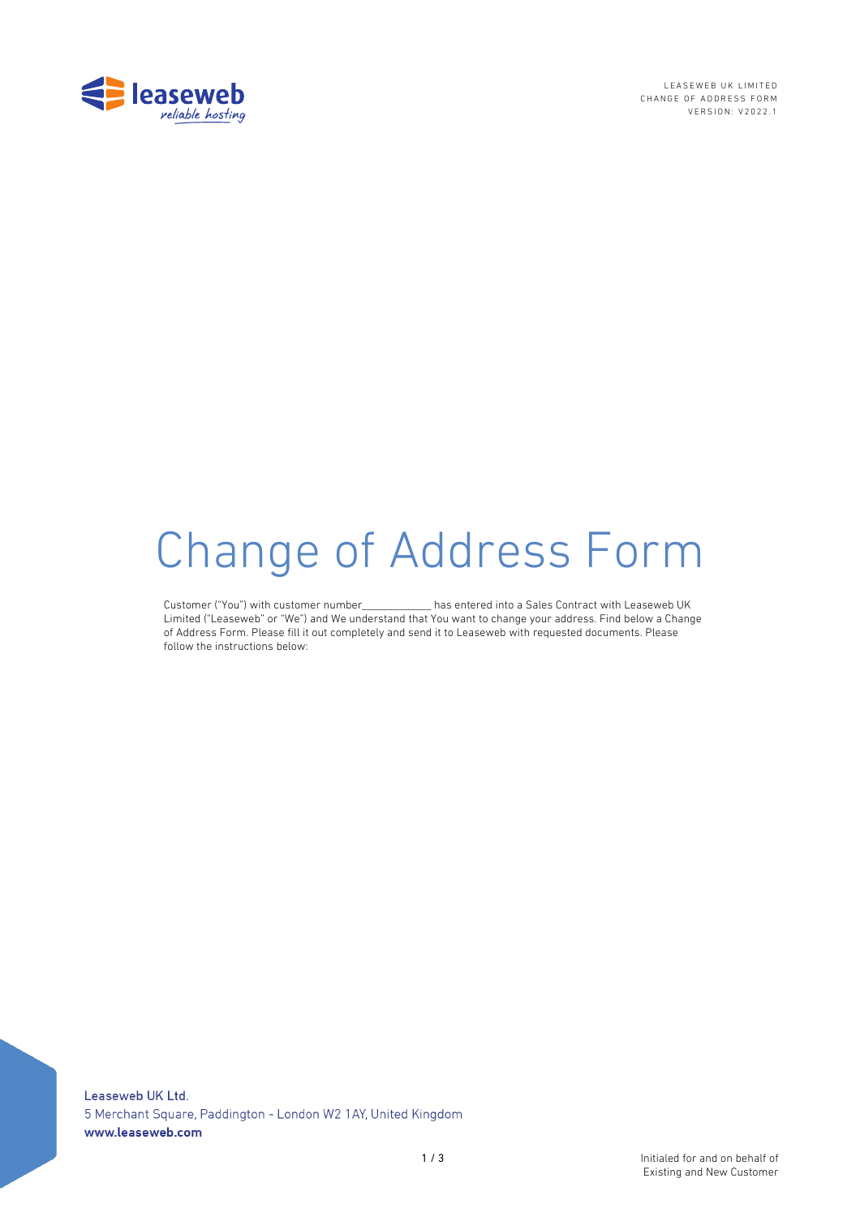LEASEWEB UK LIMITED
CHANGE OF ADDRESS FORM
VERSION: V2022.1

# Change of Address Form

Customer ("You") with customer number____________ has entered into a Sales Contract with Leaseweb UK Limited ("Leaseweb" or "We") and We understand that You want to change your address. Find below a Change of Address Form. Please fill it out completely and send it to Leaseweb with requested documents. Please follow the instructions below:

Leaseweb UK Ltd.
5 Merchant Square, Paddington - London W2 1AY, United Kingdom
**www.leaseweb.com**

Initialed for and on behalf of
Existing and New Customer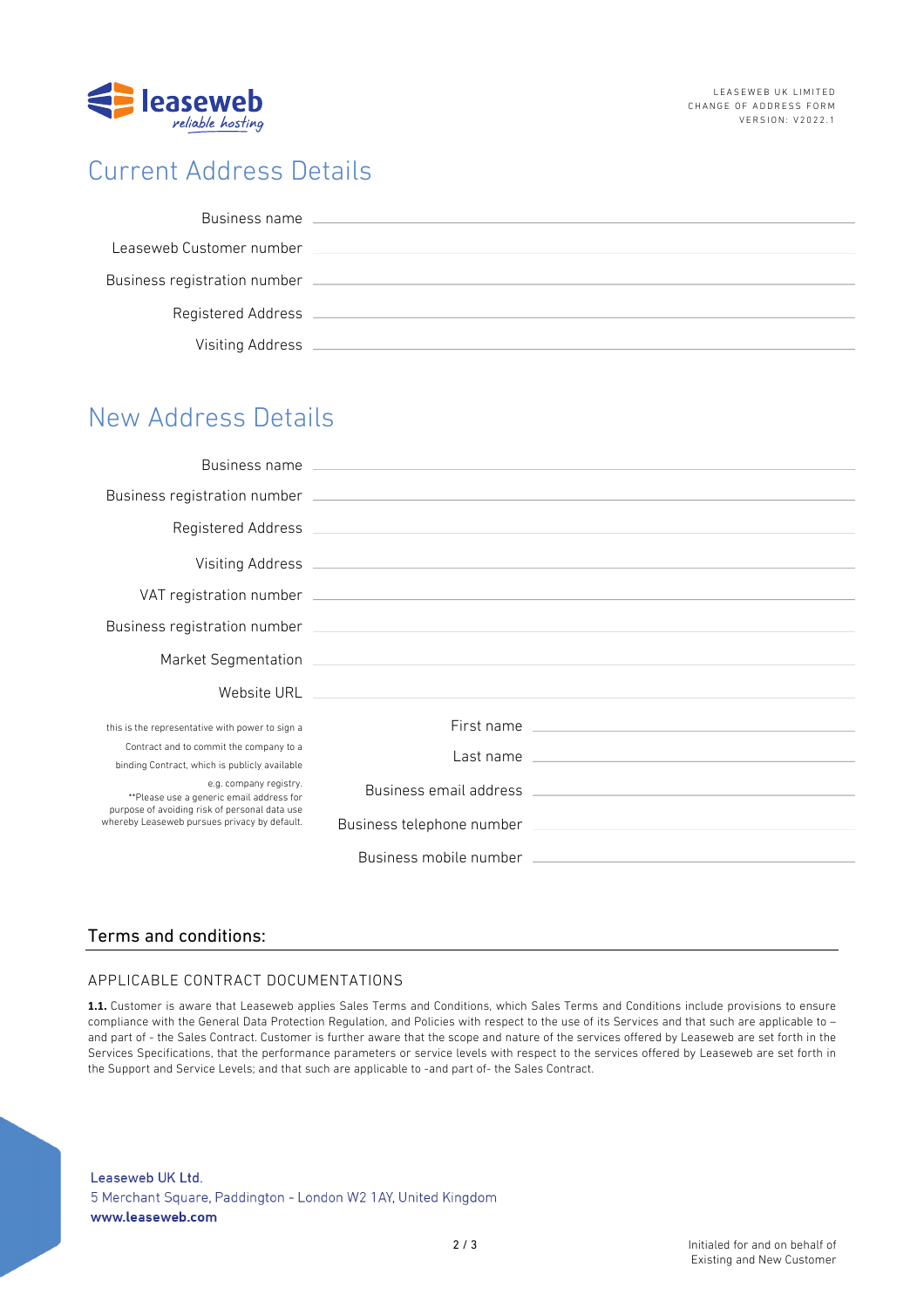# Current Address Details

Business name \_\_\_\_\_\_\_\_\_\_\_\_\_\_\_\_\_\_\_\_

Leaseweb Customer number \_\_\_\_\_\_\_\_\_\_\_\_\_\_\_\_\_\_\_\_

Business registration number \_\_\_\_\_\_\_\_\_\_\_\_\_\_\_\_\_\_\_\_

Registered Address \_\_\_\_\_\_\_\_\_\_\_\_\_\_\_\_\_\_\_\_

Visiting Address \_\_\_\_\_\_\_\_\_\_\_\_\_\_\_\_\_\_\_\_

# New Address Details

Business name \_\_\_\_\_\_\_\_\_\_\_\_\_\_\_\_\_\_\_\_

Business registration number \_\_\_\_\_\_\_\_\_\_\_\_\_\_\_\_\_\_\_\_

Registered Address \_\_\_\_\_\_\_\_\_\_\_\_\_\_\_\_\_\_\_\_

Visiting Address \_\_\_\_\_\_\_\_\_\_\_\_\_\_\_\_\_\_\_\_

VAT registration number \_\_\_\_\_\_\_\_\_\_\_\_\_\_\_\_\_\_\_\_

Business registration number \_\_\_\_\_\_\_\_\_\_\_\_\_\_\_\_\_\_\_\_

Market Segmentation \_\_\_\_\_\_\_\_\_\_\_\_\_\_\_\_\_\_\_\_

Website URL \_\_\_\_\_\_\_\_\_\_\_\_\_\_\_\_\_\_\_\_

this is the representative with power to sign a Contract and to commit the company to a binding Contract, which is publicly available e.g. company registry.
**Please use a generic email address for purpose of avoiding risk of personal data use whereby Leaseweb pursues privacy by default.

First name \_\_\_\_\_\_\_\_\_\_\_\_\_\_\_\_\_\_\_\_

Last name \_\_\_\_\_\_\_\_\_\_\_\_\_\_\_\_\_\_\_\_

Business email address \_\_\_\_\_\_\_\_\_\_\_\_\_\_\_\_\_\_\_\_

Business telephone number \_\_\_\_\_\_\_\_\_\_\_\_\_\_\_\_\_\_\_\_

Business mobile number \_\_\_\_\_\_\_\_\_\_\_\_\_\_\_\_\_\_\_\_

## Terms and conditions:

### APPLICABLE CONTRACT DOCUMENTATIONS

**1.1.** Customer is aware that Leaseweb applies Sales Terms and Conditions, which Sales Terms and Conditions include provisions to ensure compliance with the General Data Protection Regulation, and Policies with respect to the use of its Services and that such are applicable to – and part of - the Sales Contract. Customer is further aware that the scope and nature of the services offered by Leaseweb are set forth in the Services Specifications, that the performance parameters or service levels with respect to the services offered by Leaseweb are set forth in the Support and Service Levels; and that such are applicable to -and part of- the Sales Contract.

Leaseweb UK Ltd.
5 Merchant Square, Paddington - London W2 1AY, United Kingdom
**www.leaseweb.com**

Initialed for and on behalf of Existing and New Customer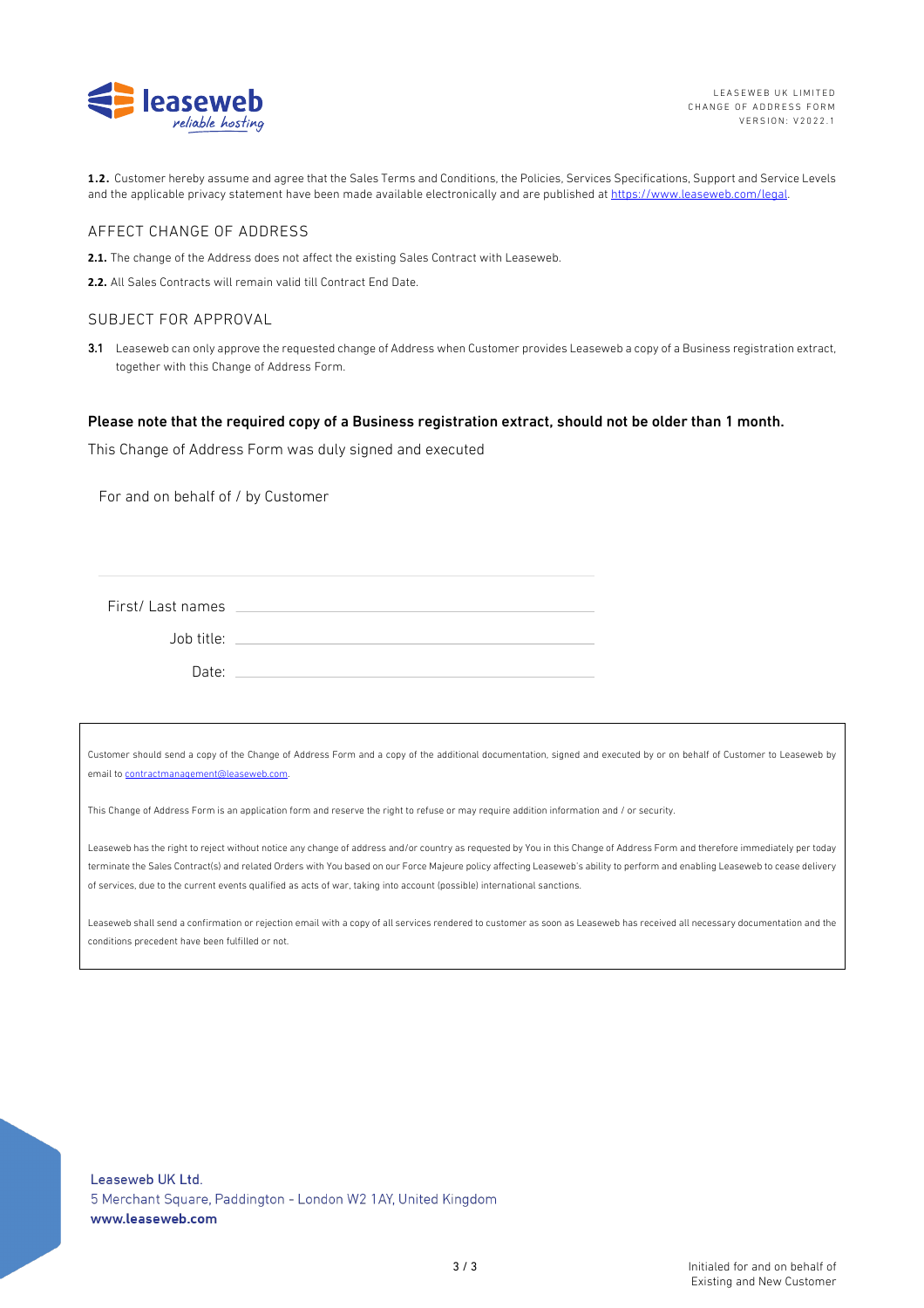**1.2.** Customer hereby assume and agree that the Sales Terms and Conditions, the Policies, Services Specifications, Support and Service Levels and the applicable privacy statement have been made available electronically and are published at https://www.leaseweb.com/legal.

## AFFECT CHANGE OF ADDRESS

**2.1.** The change of the Address does not affect the existing Sales Contract with Leaseweb.

**2.2.** All Sales Contracts will remain valid till Contract End Date.

## SUBJECT FOR APPROVAL

**3.1** Leaseweb can only approve the requested change of Address when Customer provides Leaseweb a copy of a Business registration extract, together with this Change of Address Form.

**Please note that the required copy of a Business registration extract, should not be older than 1 month.**

This Change of Address Form was duly signed and executed

For and on behalf of / by Customer

First/ Last names ____________________

Job title: ____________________

Date: ____________________

Customer should send a copy of the Change of Address Form and a copy of the additional documentation, signed and executed by or on behalf of Customer to Leaseweb by email to contractmanagement@leaseweb.com.

This Change of Address Form is an application form and reserve the right to refuse or may require addition information and / or security.

Leaseweb has the right to reject without notice any change of address and/or country as requested by You in this Change of Address Form and therefore immediately per today terminate the Sales Contract(s) and related Orders with You based on our Force Majeure policy affecting Leaseweb's ability to perform and enabling Leaseweb to cease delivery of services, due to the current events qualified as acts of war, taking into account (possible) international sanctions.

Leaseweb shall send a confirmation or rejection email with a copy of all services rendered to customer as soon as Leaseweb has received all necessary documentation and the conditions precedent have been fulfilled or not.

Leaseweb UK Ltd.
5 Merchant Square, Paddington - London W2 1AY, United Kingdom
**www.leaseweb.com**

Initialed for and on behalf of
Existing and New Customer